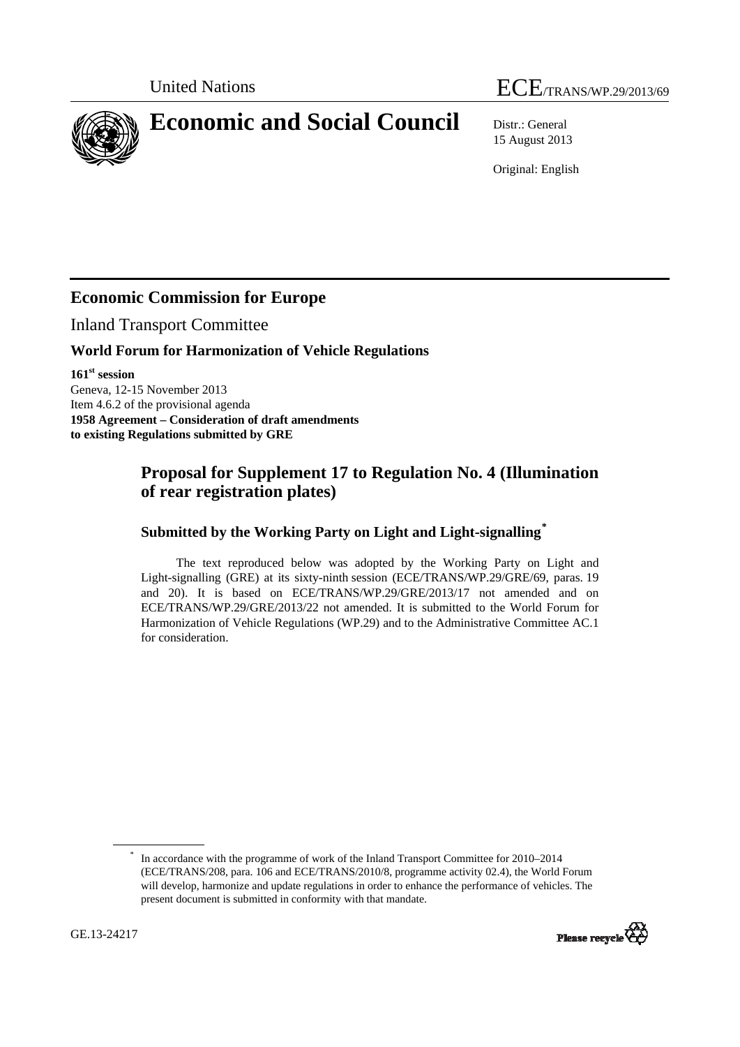United Nations ECE/TRANS/WP.29/2013/69

# Economic and Social Council

Distr.: General
15 August 2013

Original: English

## Economic Commission for Europe

Inland Transport Committee

### World Forum for Harmonization of Vehicle Regulations

**161st session**
Geneva, 12-15 November 2013
Item 4.6.2 of the provisional agenda
**1958 Agreement – Consideration of draft amendments to existing Regulations submitted by GRE**

## Proposal for Supplement 17 to Regulation No. 4 (Illumination of rear registration plates)

### Submitted by the Working Party on Light and Light-signalling*

The text reproduced below was adopted by the Working Party on Light and Light-signalling (GRE) at its sixty-ninth session (ECE/TRANS/WP.29/GRE/69, paras. 19 and 20). It is based on ECE/TRANS/WP.29/GRE/2013/17 not amended and on ECE/TRANS/WP.29/GRE/2013/22 not amended. It is submitted to the World Forum for Harmonization of Vehicle Regulations (WP.29) and to the Administrative Committee AC.1 for consideration.

* In accordance with the programme of work of the Inland Transport Committee for 2010–2014 (ECE/TRANS/208, para. 106 and ECE/TRANS/2010/8, programme activity 02.4), the World Forum will develop, harmonize and update regulations in order to enhance the performance of vehicles. The present document is submitted in conformity with that mandate.

GE.13-24217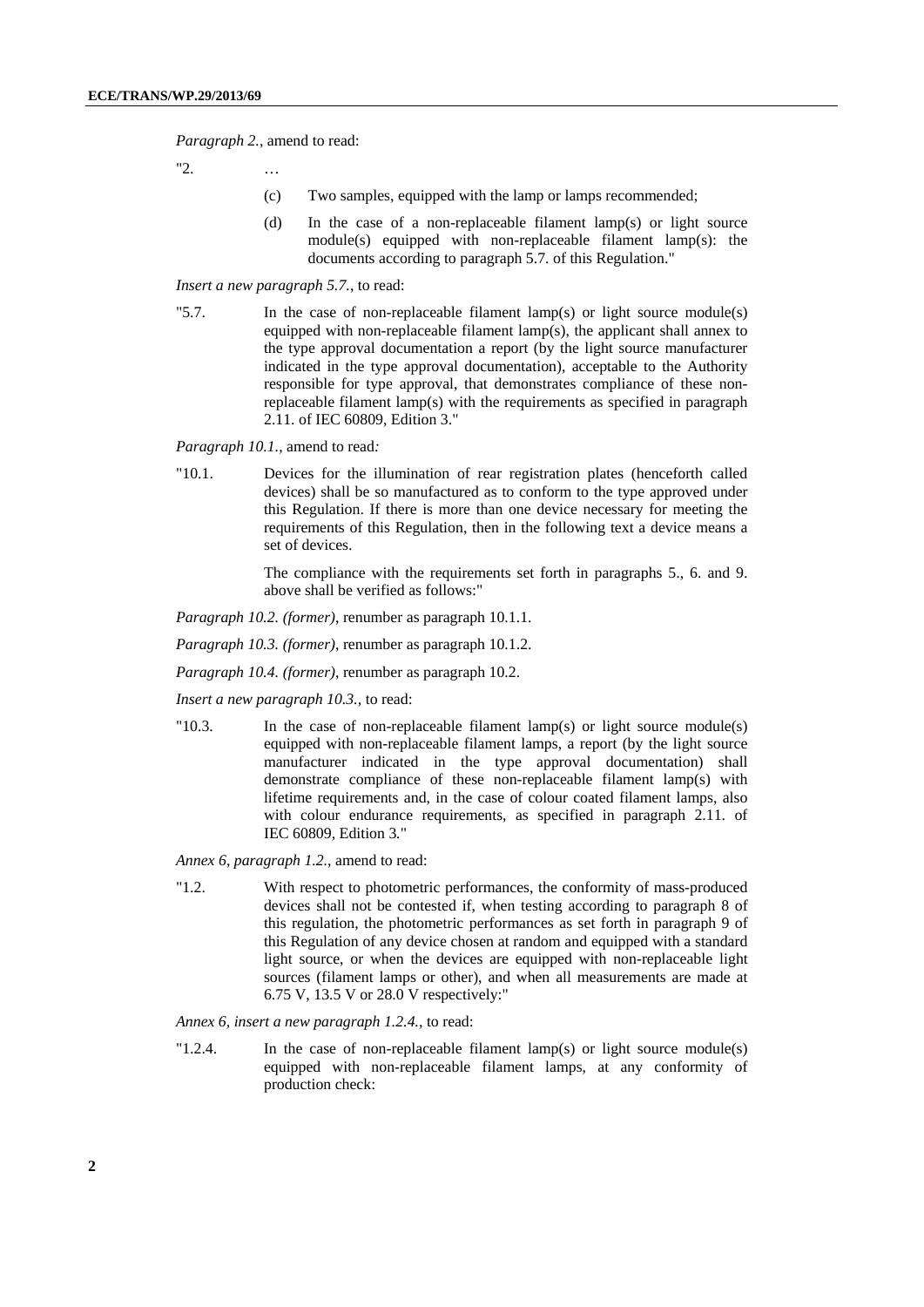*Paragraph 2.*, amend to read:

"2. …

(c) Two samples, equipped with the lamp or lamps recommended;

(d) In the case of a non-replaceable filament lamp(s) or light source module(s) equipped with non-replaceable filament lamp(s): the documents according to paragraph 5.7. of this Regulation."

*Insert a new paragraph 5.7.*, to read:

"5.7. In the case of non-replaceable filament lamp(s) or light source module(s) equipped with non-replaceable filament lamp(s), the applicant shall annex to the type approval documentation a report (by the light source manufacturer indicated in the type approval documentation), acceptable to the Authority responsible for type approval, that demonstrates compliance of these non-replaceable filament lamp(s) with the requirements as specified in paragraph 2.11. of IEC 60809, Edition 3."

*Paragraph 10.1.*, amend to read*:*

"10.1. Devices for the illumination of rear registration plates (henceforth called devices) shall be so manufactured as to conform to the type approved under this Regulation. If there is more than one device necessary for meeting the requirements of this Regulation, then in the following text a device means a set of devices.

The compliance with the requirements set forth in paragraphs 5., 6. and 9. above shall be verified as follows:"

*Paragraph 10.2. (former)*, renumber as paragraph 10.1.1.

*Paragraph 10.3. (former)*, renumber as paragraph 10.1.2.

*Paragraph 10.4. (former)*, renumber as paragraph 10.2.

*Insert a new paragraph 10.3.*, to read:

"10.3. In the case of non-replaceable filament lamp(s) or light source module(s) equipped with non-replaceable filament lamps, a report (by the light source manufacturer indicated in the type approval documentation) shall demonstrate compliance of these non-replaceable filament lamp(s) with lifetime requirements and, in the case of colour coated filament lamps, also with colour endurance requirements, as specified in paragraph 2.11. of IEC 60809, Edition 3."

*Annex 6, paragraph 1.2.*, amend to read:

"1.2. With respect to photometric performances, the conformity of mass-produced devices shall not be contested if, when testing according to paragraph 8 of this regulation, the photometric performances as set forth in paragraph 9 of this Regulation of any device chosen at random and equipped with a standard light source, or when the devices are equipped with non-replaceable light sources (filament lamps or other), and when all measurements are made at 6.75 V, 13.5 V or 28.0 V respectively:"

*Annex 6, insert a new paragraph 1.2.4.*, to read:

"1.2.4. In the case of non-replaceable filament lamp(s) or light source module(s) equipped with non-replaceable filament lamps, at any conformity of production check: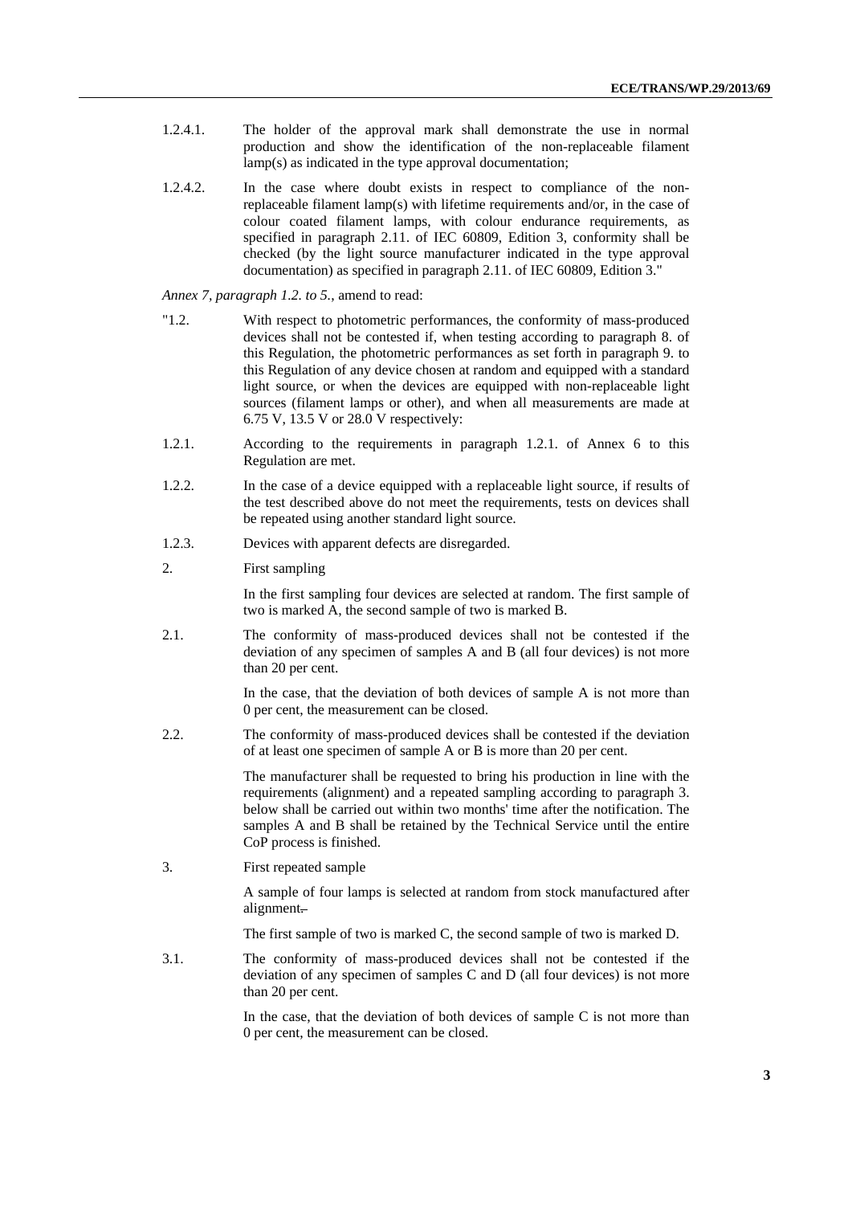1.2.4.1. The holder of the approval mark shall demonstrate the use in normal production and show the identification of the non-replaceable filament lamp(s) as indicated in the type approval documentation;

1.2.4.2. In the case where doubt exists in respect to compliance of the non-replaceable filament lamp(s) with lifetime requirements and/or, in the case of colour coated filament lamps, with colour endurance requirements, as specified in paragraph 2.11. of IEC 60809, Edition 3, conformity shall be checked (by the light source manufacturer indicated in the type approval documentation) as specified in paragraph 2.11. of IEC 60809, Edition 3."

*Annex 7, paragraph 1.2. to 5.*, amend to read:

"1.2. With respect to photometric performances, the conformity of mass-produced devices shall not be contested if, when testing according to paragraph 8. of this Regulation, the photometric performances as set forth in paragraph 9. to this Regulation of any device chosen at random and equipped with a standard light source, or when the devices are equipped with non-replaceable light sources (filament lamps or other), and when all measurements are made at 6.75 V, 13.5 V or 28.0 V respectively:

1.2.1. According to the requirements in paragraph 1.2.1. of Annex 6 to this Regulation are met.

1.2.2. In the case of a device equipped with a replaceable light source, if results of the test described above do not meet the requirements, tests on devices shall be repeated using another standard light source.

1.2.3. Devices with apparent defects are disregarded.

2. First sampling

In the first sampling four devices are selected at random. The first sample of two is marked A, the second sample of two is marked B.

2.1. The conformity of mass-produced devices shall not be contested if the deviation of any specimen of samples A and B (all four devices) is not more than 20 per cent.

In the case, that the deviation of both devices of sample A is not more than 0 per cent, the measurement can be closed.

2.2. The conformity of mass-produced devices shall be contested if the deviation of at least one specimen of sample A or B is more than 20 per cent.

The manufacturer shall be requested to bring his production in line with the requirements (alignment) and a repeated sampling according to paragraph 3. below shall be carried out within two months' time after the notification. The samples A and B shall be retained by the Technical Service until the entire CoP process is finished.

3. First repeated sample

A sample of four lamps is selected at random from stock manufactured after alignment.

The first sample of two is marked C, the second sample of two is marked D.

3.1. The conformity of mass-produced devices shall not be contested if the deviation of any specimen of samples C and D (all four devices) is not more than 20 per cent.

In the case, that the deviation of both devices of sample C is not more than 0 per cent, the measurement can be closed.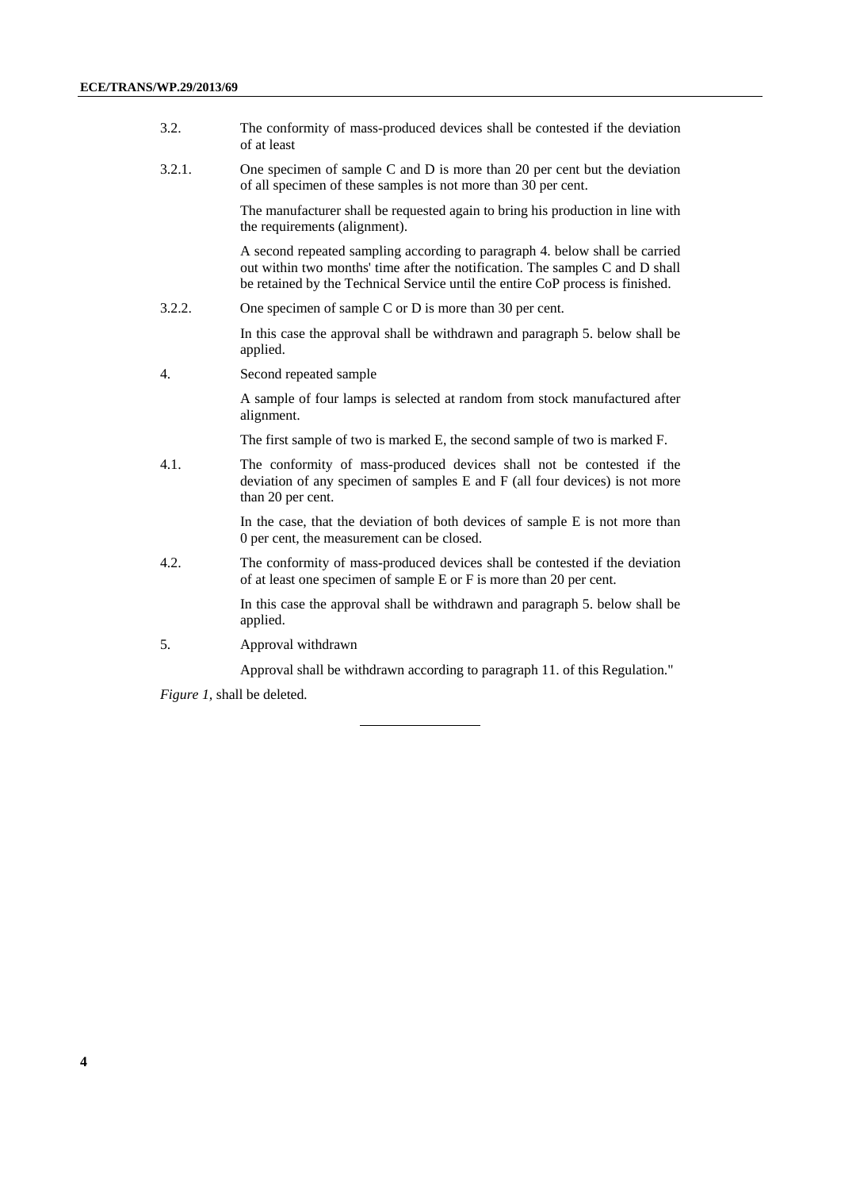3.2. The conformity of mass-produced devices shall be contested if the deviation of at least

3.2.1. One specimen of sample C and D is more than 20 per cent but the deviation of all specimen of these samples is not more than 30 per cent.

The manufacturer shall be requested again to bring his production in line with the requirements (alignment).

A second repeated sampling according to paragraph 4. below shall be carried out within two months' time after the notification. The samples C and D shall be retained by the Technical Service until the entire CoP process is finished.

3.2.2. One specimen of sample C or D is more than 30 per cent.

In this case the approval shall be withdrawn and paragraph 5. below shall be applied.

4. Second repeated sample

A sample of four lamps is selected at random from stock manufactured after alignment.

The first sample of two is marked E, the second sample of two is marked F.

4.1. The conformity of mass-produced devices shall not be contested if the deviation of any specimen of samples E and F (all four devices) is not more than 20 per cent.

In the case, that the deviation of both devices of sample E is not more than 0 per cent, the measurement can be closed.

4.2. The conformity of mass-produced devices shall be contested if the deviation of at least one specimen of sample E or F is more than 20 per cent.

In this case the approval shall be withdrawn and paragraph 5. below shall be applied.

5. Approval withdrawn

Approval shall be withdrawn according to paragraph 11. of this Regulation."

*Figure 1,* shall be deleted.